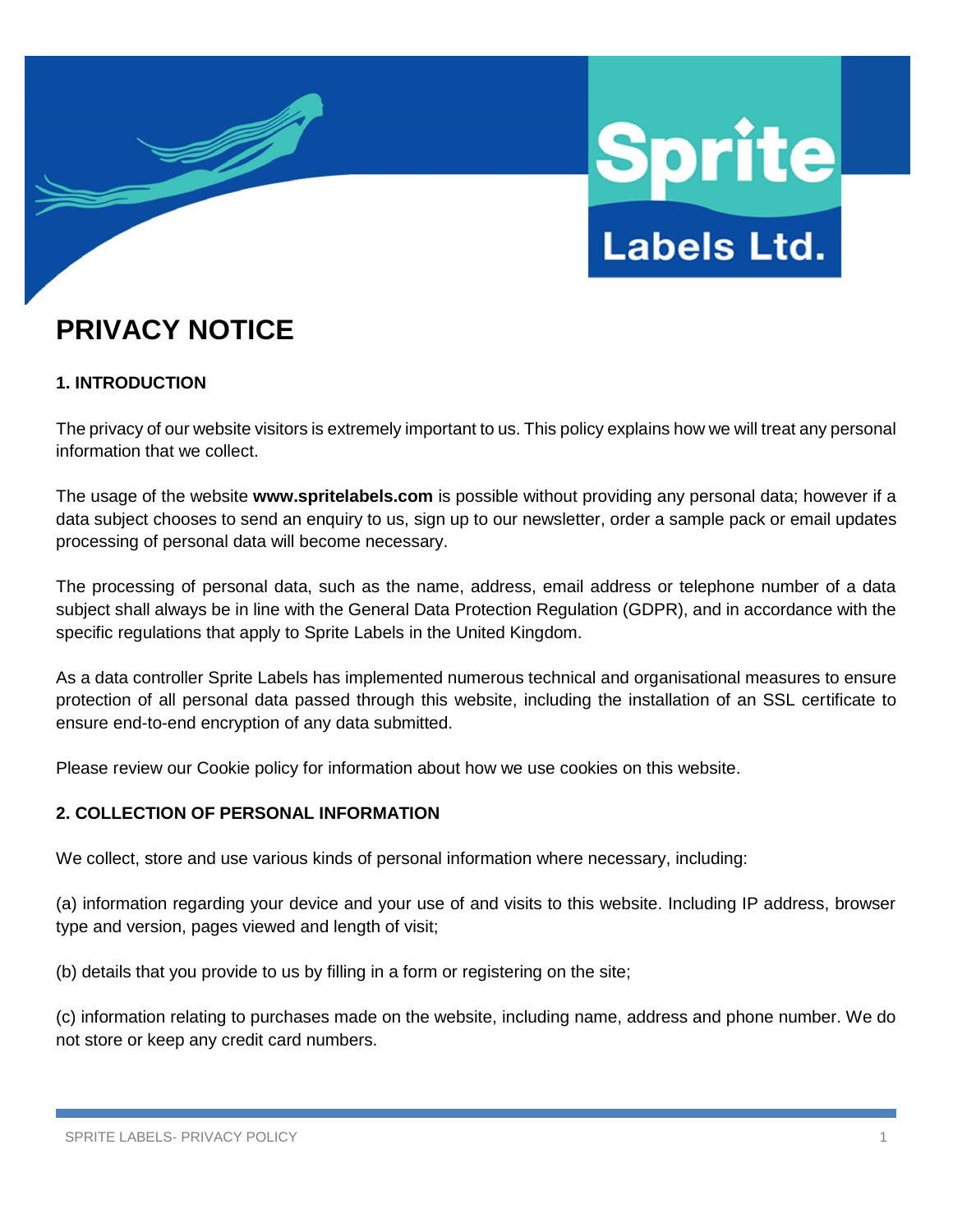# PRIVACY NOTICE

## 1. INTRODUCTION

The privacy of our website visitors is extremely important to us. This policy explains how we will treat any personal information that we collect.

The usage of the website **www.spritelabels.com** is possible without providing any personal data; however if a data subject chooses to send an enquiry to us, sign up to our newsletter, order a sample pack or email updates processing of personal data will become necessary.

The processing of personal data, such as the name, address, email address or telephone number of a data subject shall always be in line with the General Data Protection Regulation (GDPR), and in accordance with the specific regulations that apply to Sprite Labels in the United Kingdom.

As a data controller Sprite Labels has implemented numerous technical and organisational measures to ensure protection of all personal data passed through this website, including the installation of an SSL certificate to ensure end-to-end encryption of any data submitted.

Please review our Cookie policy for information about how we use cookies on this website.

## 2. COLLECTION OF PERSONAL INFORMATION

We collect, store and use various kinds of personal information where necessary, including:

(a) information regarding your device and your use of and visits to this website. Including IP address, browser type and version, pages viewed and length of visit;

(b) details that you provide to us by filling in a form or registering on the site;

(c) information relating to purchases made on the website, including name, address and phone number. We do not store or keep any credit card numbers.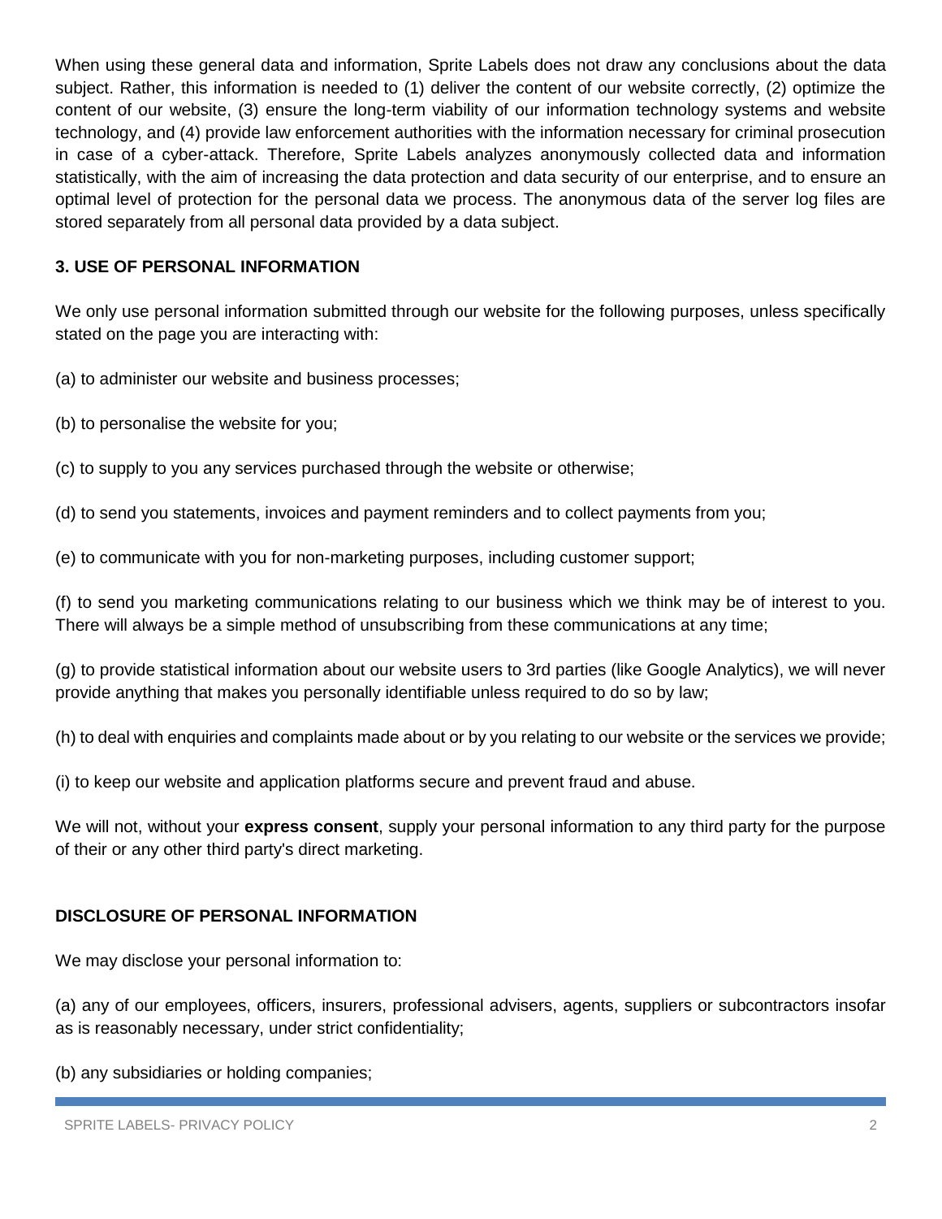When using these general data and information, Sprite Labels does not draw any conclusions about the data subject. Rather, this information is needed to (1) deliver the content of our website correctly, (2) optimize the content of our website, (3) ensure the long-term viability of our information technology systems and website technology, and (4) provide law enforcement authorities with the information necessary for criminal prosecution in case of a cyber-attack. Therefore, Sprite Labels analyzes anonymously collected data and information statistically, with the aim of increasing the data protection and data security of our enterprise, and to ensure an optimal level of protection for the personal data we process. The anonymous data of the server log files are stored separately from all personal data provided by a data subject.

## 3. USE OF PERSONAL INFORMATION

We only use personal information submitted through our website for the following purposes, unless specifically stated on the page you are interacting with:

(a) to administer our website and business processes;

(b) to personalise the website for you;

(c) to supply to you any services purchased through the website or otherwise;

(d) to send you statements, invoices and payment reminders and to collect payments from you;

(e) to communicate with you for non-marketing purposes, including customer support;

(f) to send you marketing communications relating to our business which we think may be of interest to you. There will always be a simple method of unsubscribing from these communications at any time;

(g) to provide statistical information about our website users to 3rd parties (like Google Analytics), we will never provide anything that makes you personally identifiable unless required to do so by law;

(h) to deal with enquiries and complaints made about or by you relating to our website or the services we provide;

(i) to keep our website and application platforms secure and prevent fraud and abuse.

We will not, without your **express consent**, supply your personal information to any third party for the purpose of their or any other third party's direct marketing.

## DISCLOSURE OF PERSONAL INFORMATION

We may disclose your personal information to:

(a) any of our employees, officers, insurers, professional advisers, agents, suppliers or subcontractors insofar as is reasonably necessary, under strict confidentiality;

(b) any subsidiaries or holding companies;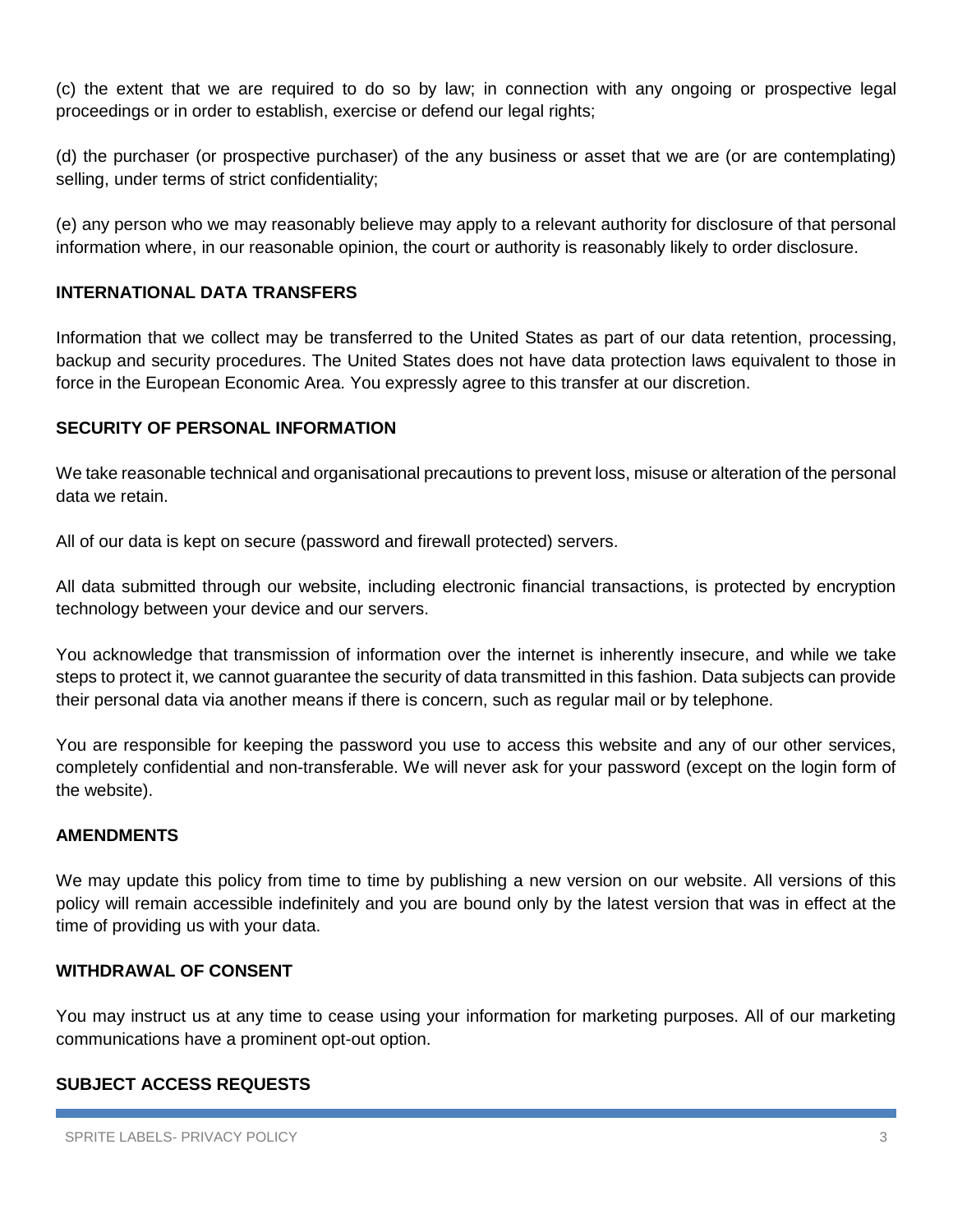(c) the extent that we are required to do so by law; in connection with any ongoing or prospective legal proceedings or in order to establish, exercise or defend our legal rights;

(d) the purchaser (or prospective purchaser) of the any business or asset that we are (or are contemplating) selling, under terms of strict confidentiality;

(e) any person who we may reasonably believe may apply to a relevant authority for disclosure of that personal information where, in our reasonable opinion, the court or authority is reasonably likely to order disclosure.

## INTERNATIONAL DATA TRANSFERS

Information that we collect may be transferred to the United States as part of our data retention, processing, backup and security procedures. The United States does not have data protection laws equivalent to those in force in the European Economic Area. You expressly agree to this transfer at our discretion.

## SECURITY OF PERSONAL INFORMATION

We take reasonable technical and organisational precautions to prevent loss, misuse or alteration of the personal data we retain.

All of our data is kept on secure (password and firewall protected) servers.

All data submitted through our website, including electronic financial transactions, is protected by encryption technology between your device and our servers.

You acknowledge that transmission of information over the internet is inherently insecure, and while we take steps to protect it, we cannot guarantee the security of data transmitted in this fashion. Data subjects can provide their personal data via another means if there is concern, such as regular mail or by telephone.

You are responsible for keeping the password you use to access this website and any of our other services, completely confidential and non-transferable. We will never ask for your password (except on the login form of the website).

## AMENDMENTS

We may update this policy from time to time by publishing a new version on our website. All versions of this policy will remain accessible indefinitely and you are bound only by the latest version that was in effect at the time of providing us with your data.

## WITHDRAWAL OF CONSENT

You may instruct us at any time to cease using your information for marketing purposes. All of our marketing communications have a prominent opt-out option.

## SUBJECT ACCESS REQUESTS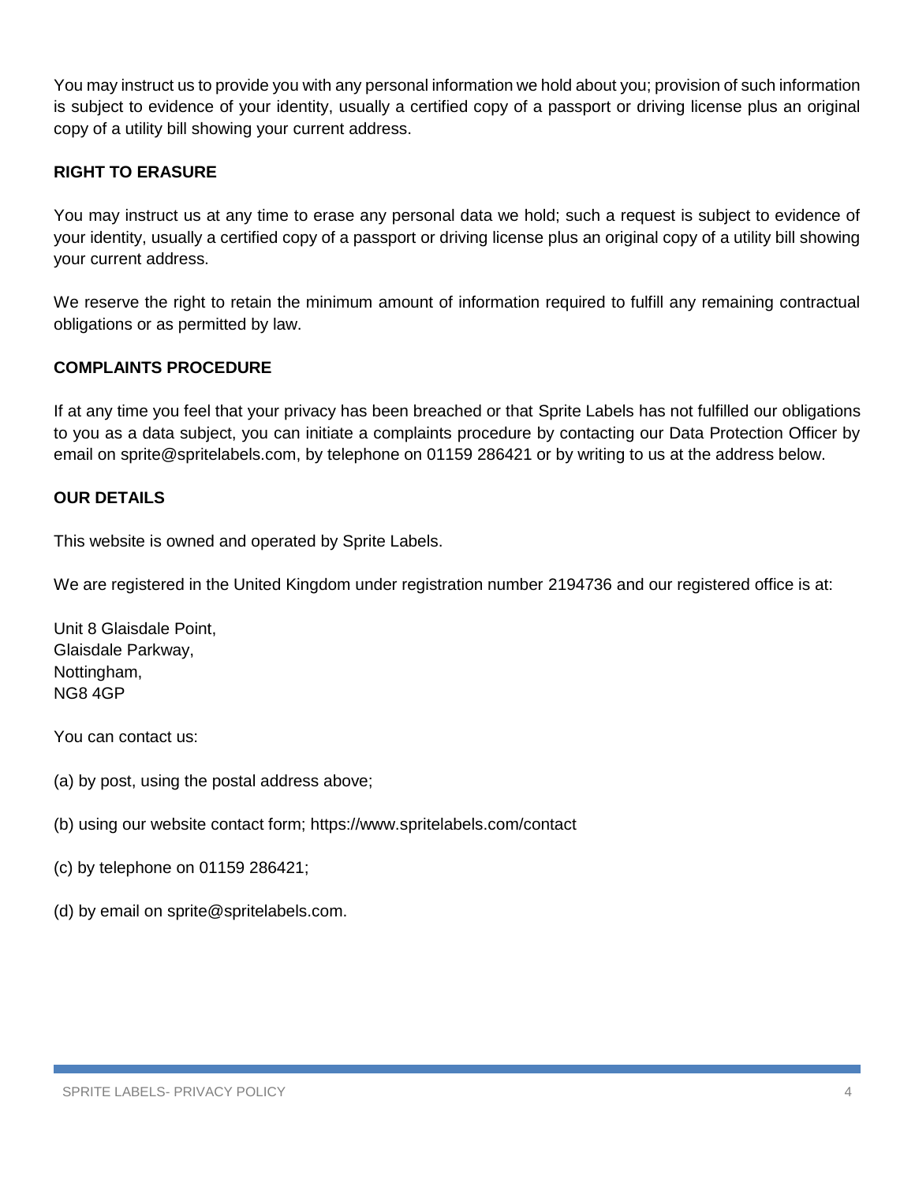You may instruct us to provide you with any personal information we hold about you; provision of such information is subject to evidence of your identity, usually a certified copy of a passport or driving license plus an original copy of a utility bill showing your current address.

**RIGHT TO ERASURE**

You may instruct us at any time to erase any personal data we hold; such a request is subject to evidence of your identity, usually a certified copy of a passport or driving license plus an original copy of a utility bill showing your current address.

We reserve the right to retain the minimum amount of information required to fulfill any remaining contractual obligations or as permitted by law.

**COMPLAINTS PROCEDURE**

If at any time you feel that your privacy has been breached or that Sprite Labels has not fulfilled our obligations to you as a data subject, you can initiate a complaints procedure by contacting our Data Protection Officer by email on sprite@spritelabels.com, by telephone on 01159 286421 or by writing to us at the address below.

**OUR DETAILS**

This website is owned and operated by Sprite Labels.

We are registered in the United Kingdom under registration number 2194736 and our registered office is at:

Unit 8 Glaisdale Point,
Glaisdale Parkway,
Nottingham,
NG8 4GP

You can contact us:

(a) by post, using the postal address above;

(b) using our website contact form; https://www.spritelabels.com/contact

(c) by telephone on 01159 286421;

(d) by email on sprite@spritelabels.com.